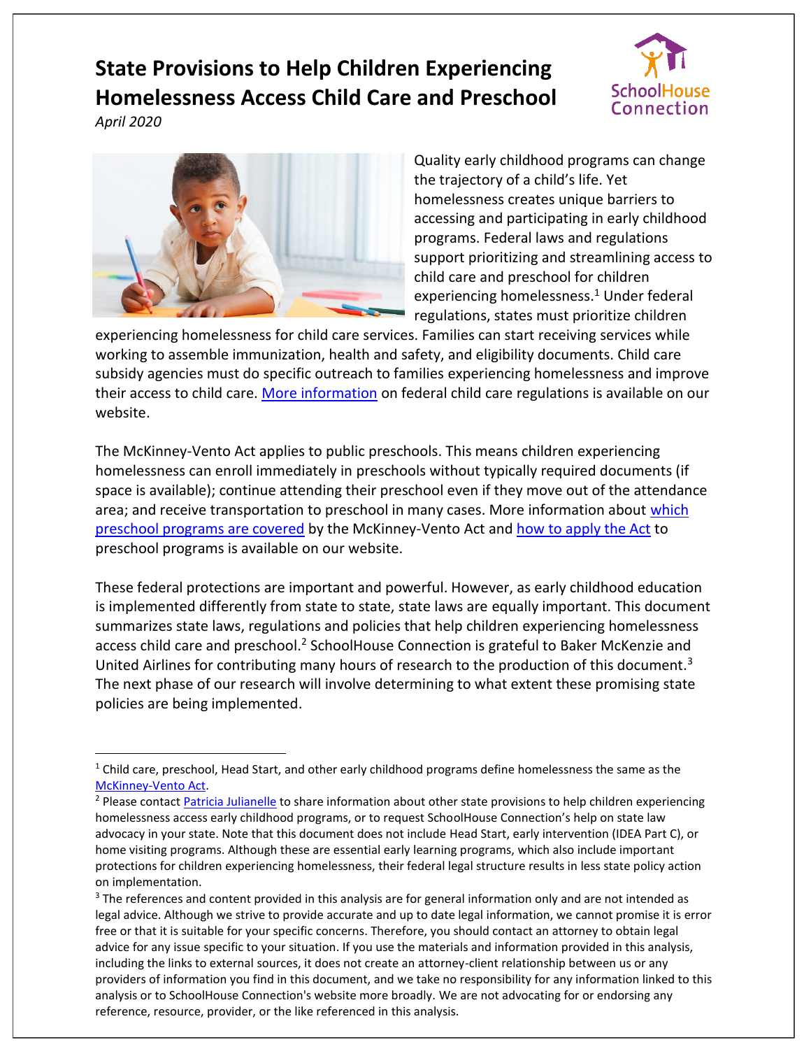# State Provisions to Help Children Experiencing Homelessness Access Child Care and Preschool

*April 2020*

Quality early childhood programs can change the trajectory of a child's life. Yet homelessness creates unique barriers to accessing and participating in early childhood programs. Federal laws and regulations support prioritizing and streamlining access to child care and preschool for children experiencing homelessness.[1] Under federal regulations, states must prioritize children experiencing homelessness for child care services. Families can start receiving services while working to assemble immunization, health and safety, and eligibility documents. Child care subsidy agencies must do specific outreach to families experiencing homelessness and improve their access to child care. More information on federal child care regulations is available on our website.

The McKinney-Vento Act applies to public preschools. This means children experiencing homelessness can enroll immediately in preschools without typically required documents (if space is available); continue attending their preschool even if they move out of the attendance area; and receive transportation to preschool in many cases. More information about which preschool programs are covered by the McKinney-Vento Act and how to apply the Act to preschool programs is available on our website.

These federal protections are important and powerful. However, as early childhood education is implemented differently from state to state, state laws are equally important. This document summarizes state laws, regulations and policies that help children experiencing homelessness access child care and preschool.[2] SchoolHouse Connection is grateful to Baker McKenzie and United Airlines for contributing many hours of research to the production of this document.[3] The next phase of our research will involve determining to what extent these promising state policies are being implemented.

---

[1] Child care, preschool, Head Start, and other early childhood programs define homelessness the same as the McKinney-Vento Act.

[2] Please contact Patricia Julianelle to share information about other state provisions to help children experiencing homelessness access early childhood programs, or to request SchoolHouse Connection's help on state law advocacy in your state. Note that this document does not include Head Start, early intervention (IDEA Part C), or home visiting programs. Although these are essential early learning programs, which also include important protections for children experiencing homelessness, their federal legal structure results in less state policy action on implementation.

[3] The references and content provided in this analysis are for general information only and are not intended as legal advice. Although we strive to provide accurate and up to date legal information, we cannot promise it is error free or that it is suitable for your specific concerns. Therefore, you should contact an attorney to obtain legal advice for any issue specific to your situation. If you use the materials and information provided in this analysis, including the links to external sources, it does not create an attorney-client relationship between us or any providers of information you find in this document, and we take no responsibility for any information linked to this analysis or to SchoolHouse Connection's website more broadly. We are not advocating for or endorsing any reference, resource, provider, or the like referenced in this analysis.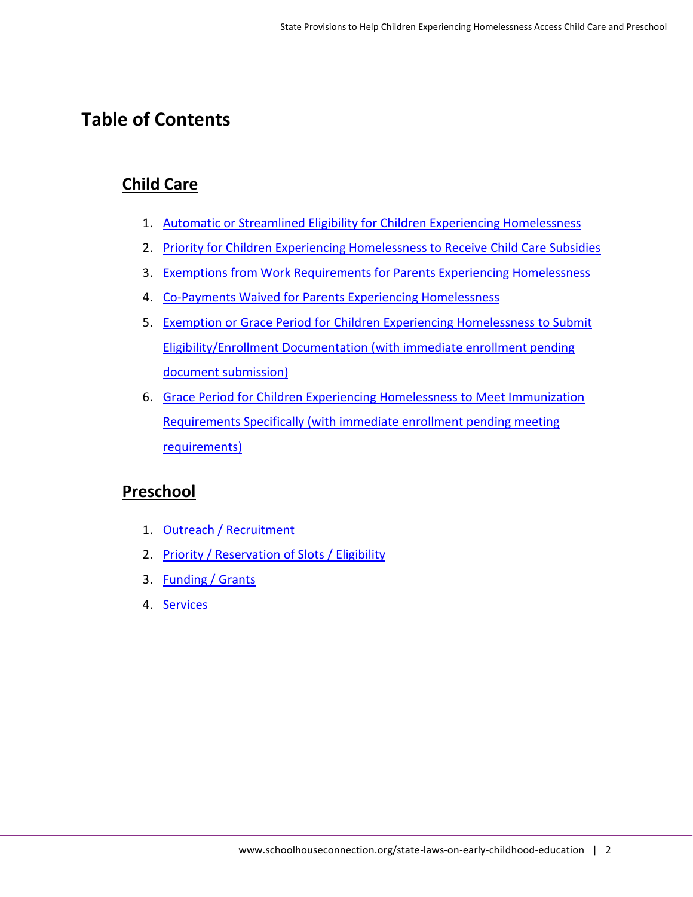# Table of Contents

## Child Care

1. Automatic or Streamlined Eligibility for Children Experiencing Homelessness
2. Priority for Children Experiencing Homelessness to Receive Child Care Subsidies
3. Exemptions from Work Requirements for Parents Experiencing Homelessness
4. Co-Payments Waived for Parents Experiencing Homelessness
5. Exemption or Grace Period for Children Experiencing Homelessness to Submit Eligibility/Enrollment Documentation (with immediate enrollment pending document submission)
6. Grace Period for Children Experiencing Homelessness to Meet Immunization Requirements Specifically (with immediate enrollment pending meeting requirements)

## Preschool

1. Outreach / Recruitment
2. Priority / Reservation of Slots / Eligibility
3. Funding / Grants
4. Services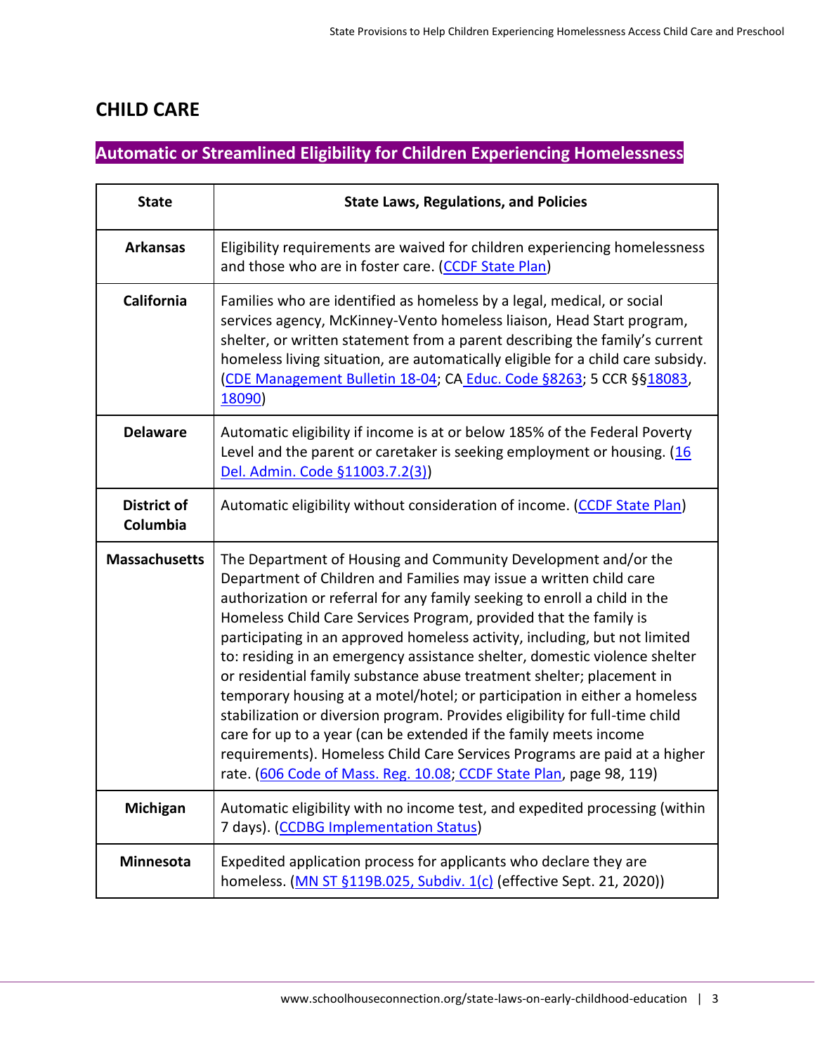## CHILD CARE

### Automatic or Streamlined Eligibility for Children Experiencing Homelessness

| State | State Laws, Regulations, and Policies |
|---|---|
| **Arkansas** | Eligibility requirements are waived for children experiencing homelessness and those who are in foster care. (CCDF State Plan) |
| **California** | Families who are identified as homeless by a legal, medical, or social services agency, McKinney-Vento homeless liaison, Head Start program, shelter, or written statement from a parent describing the family's current homeless living situation, are automatically eligible for a child care subsidy. (CDE Management Bulletin 18-04; CA Educ. Code §8263; 5 CCR §§18083, 18090) |
| **Delaware** | Automatic eligibility if income is at or below 185% of the Federal Poverty Level and the parent or caretaker is seeking employment or housing. (16 Del. Admin. Code §11003.7.2(3)) |
| **District of Columbia** | Automatic eligibility without consideration of income. (CCDF State Plan) |
| **Massachusetts** | The Department of Housing and Community Development and/or the Department of Children and Families may issue a written child care authorization or referral for any family seeking to enroll a child in the Homeless Child Care Services Program, provided that the family is participating in an approved homeless activity, including, but not limited to: residing in an emergency assistance shelter, domestic violence shelter or residential family substance abuse treatment shelter; placement in temporary housing at a motel/hotel; or participation in either a homeless stabilization or diversion program. Provides eligibility for full-time child care for up to a year (can be extended if the family meets income requirements). Homeless Child Care Services Programs are paid at a higher rate. (606 Code of Mass. Reg. 10.08; CCDF State Plan, page 98, 119) |
| **Michigan** | Automatic eligibility with no income test, and expedited processing (within 7 days). (CCDBG Implementation Status) |
| **Minnesota** | Expedited application process for applicants who declare they are homeless. (MN ST §119B.025, Subdiv. 1(c) (effective Sept. 21, 2020)) |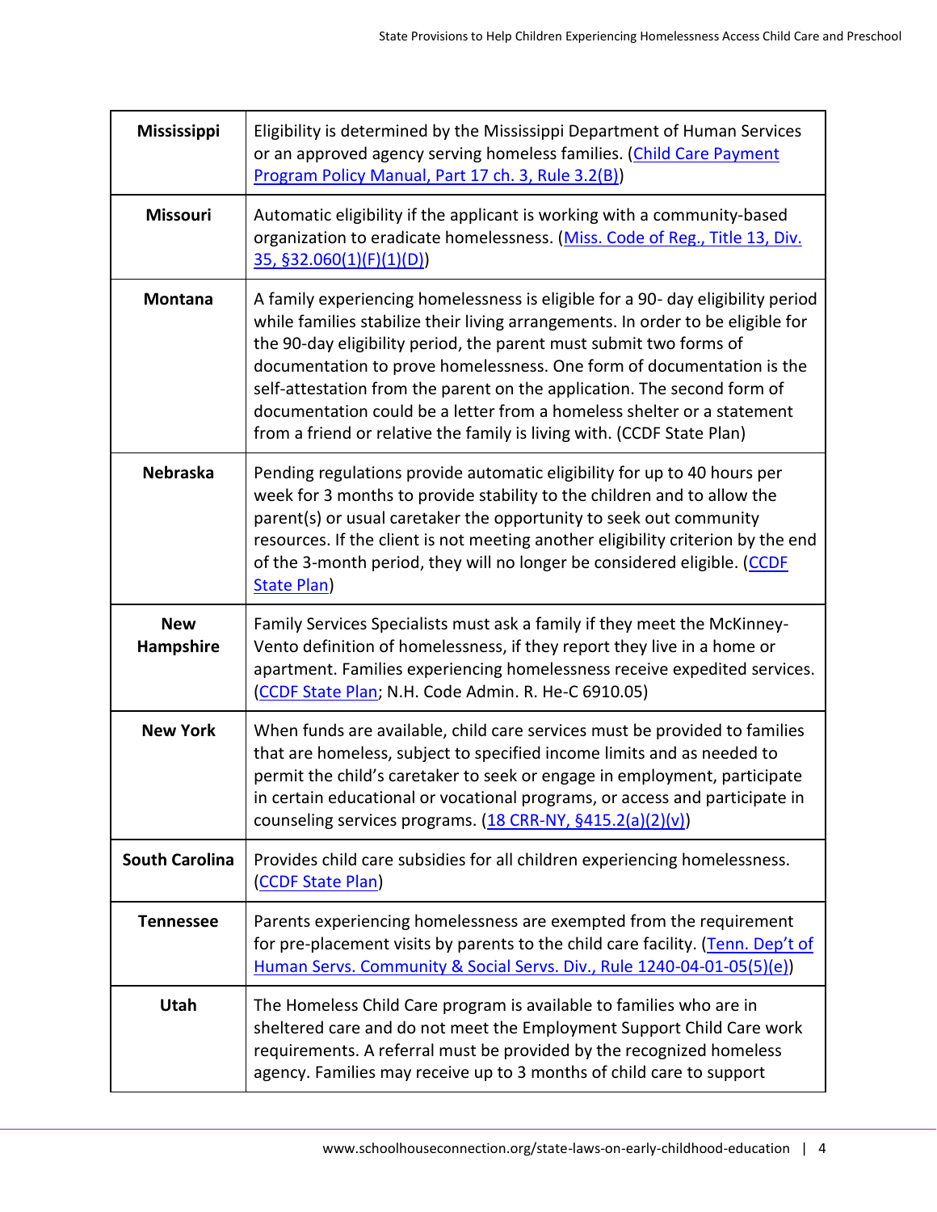| | |
|---|---|
| **Mississippi** | Eligibility is determined by the Mississippi Department of Human Services or an approved agency serving homeless families. (Child Care Payment Program Policy Manual, Part 17 ch. 3, Rule 3.2(B)) |
| **Missouri** | Automatic eligibility if the applicant is working with a community-based organization to eradicate homelessness. (Miss. Code of Reg., Title 13, Div. 35, §32.060(1)(F)(1)(D)) |
| **Montana** | A family experiencing homelessness is eligible for a 90- day eligibility period while families stabilize their living arrangements. In order to be eligible for the 90-day eligibility period, the parent must submit two forms of documentation to prove homelessness. One form of documentation is the self-attestation from the parent on the application. The second form of documentation could be a letter from a homeless shelter or a statement from a friend or relative the family is living with. (CCDF State Plan) |
| **Nebraska** | Pending regulations provide automatic eligibility for up to 40 hours per week for 3 months to provide stability to the children and to allow the parent(s) or usual caretaker the opportunity to seek out community resources. If the client is not meeting another eligibility criterion by the end of the 3-month period, they will no longer be considered eligible. (CCDF State Plan) |
| **New Hampshire** | Family Services Specialists must ask a family if they meet the McKinney-Vento definition of homelessness, if they report they live in a home or apartment. Families experiencing homelessness receive expedited services. (CCDF State Plan; N.H. Code Admin. R. He-C 6910.05) |
| **New York** | When funds are available, child care services must be provided to families that are homeless, subject to specified income limits and as needed to permit the child's caretaker to seek or engage in employment, participate in certain educational or vocational programs, or access and participate in counseling services programs. (18 CRR-NY, §415.2(a)(2)(v)) |
| **South Carolina** | Provides child care subsidies for all children experiencing homelessness. (CCDF State Plan) |
| **Tennessee** | Parents experiencing homelessness are exempted from the requirement for pre-placement visits by parents to the child care facility. (Tenn. Dep't of Human Servs. Community & Social Servs. Div., Rule 1240-04-01-05(5)(e)) |
| **Utah** | The Homeless Child Care program is available to families who are in sheltered care and do not meet the Employment Support Child Care work requirements. A referral must be provided by the recognized homeless agency. Families may receive up to 3 months of child care to support |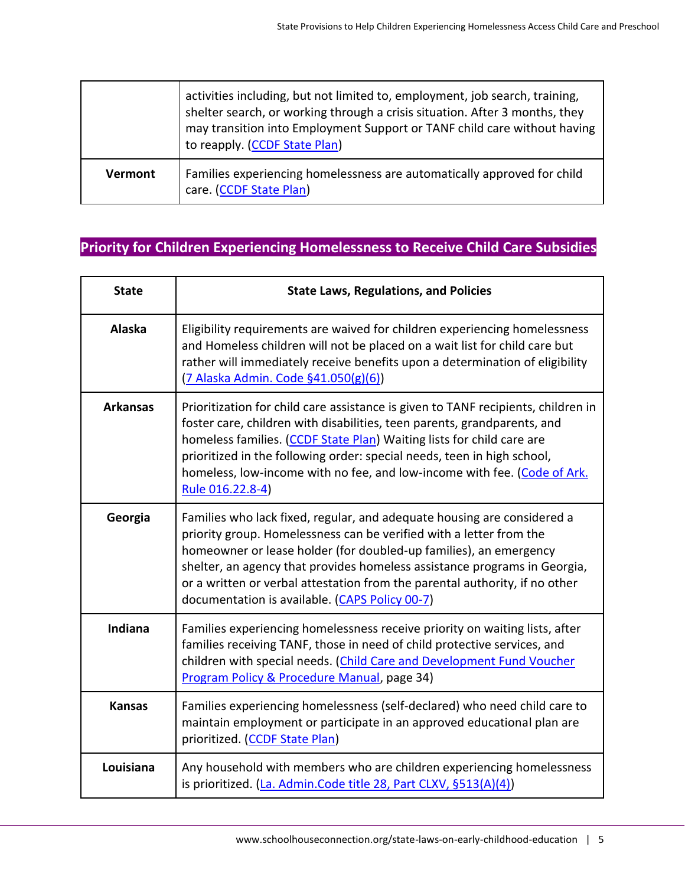| | |
|---|---|
| | activities including, but not limited to, employment, job search, training, shelter search, or working through a crisis situation. After 3 months, they may transition into Employment Support or TANF child care without having to reapply. (CCDF State Plan) |
| **Vermont** | Families experiencing homelessness are automatically approved for child care. (CCDF State Plan) |

## Priority for Children Experiencing Homelessness to Receive Child Care Subsidies

| State | State Laws, Regulations, and Policies |
|---|---|
| **Alaska** | Eligibility requirements are waived for children experiencing homelessness and Homeless children will not be placed on a wait list for child care but rather will immediately receive benefits upon a determination of eligibility (7 Alaska Admin. Code §41.050(g)(6)) |
| **Arkansas** | Prioritization for child care assistance is given to TANF recipients, children in foster care, children with disabilities, teen parents, grandparents, and homeless families. (CCDF State Plan) Waiting lists for child care are prioritized in the following order: special needs, teen in high school, homeless, low-income with no fee, and low-income with fee. (Code of Ark. Rule 016.22.8-4) |
| **Georgia** | Families who lack fixed, regular, and adequate housing are considered a priority group. Homelessness can be verified with a letter from the homeowner or lease holder (for doubled-up families), an emergency shelter, an agency that provides homeless assistance programs in Georgia, or a written or verbal attestation from the parental authority, if no other documentation is available. (CAPS Policy 00-7) |
| **Indiana** | Families experiencing homelessness receive priority on waiting lists, after families receiving TANF, those in need of child protective services, and children with special needs. (Child Care and Development Fund Voucher Program Policy & Procedure Manual, page 34) |
| **Kansas** | Families experiencing homelessness (self-declared) who need child care to maintain employment or participate in an approved educational plan are prioritized. (CCDF State Plan) |
| **Louisiana** | Any household with members who are children experiencing homelessness is prioritized. (La. Admin.Code title 28, Part CLXV, §513(A)(4)) |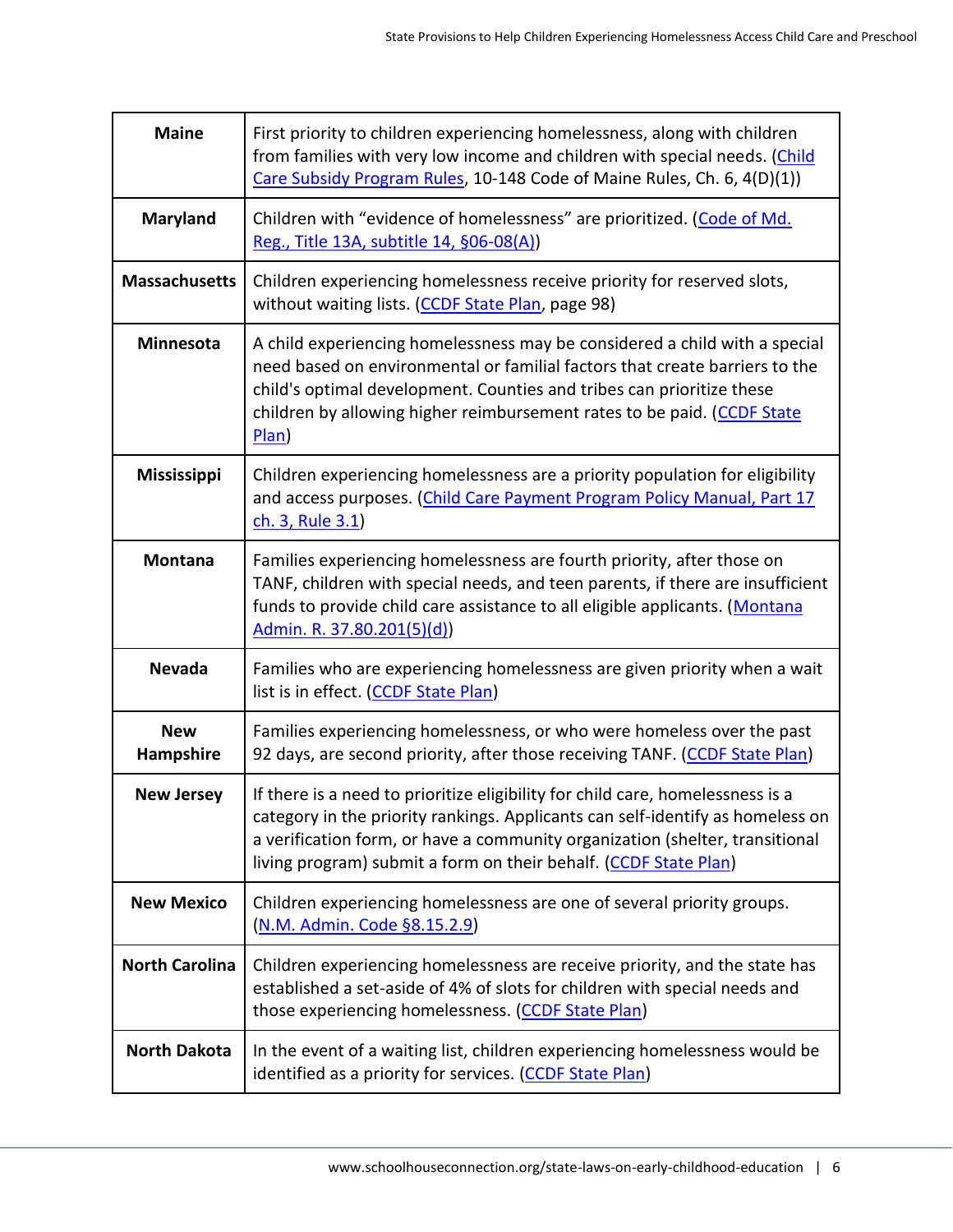| State | Provision |
|---|---|
| **Maine** | First priority to children experiencing homelessness, along with children from families with very low income and children with special needs. ([Child Care Subsidy Program Rules](), 10-148 Code of Maine Rules, Ch. 6, 4(D)(1)) |
| **Maryland** | Children with "evidence of homelessness" are prioritized. ([Code of Md. Reg., Title 13A, subtitle 14, §06-08(A)]()) |
| **Massachusetts** | Children experiencing homelessness receive priority for reserved slots, without waiting lists. ([CCDF State Plan](), page 98) |
| **Minnesota** | A child experiencing homelessness may be considered a child with a special need based on environmental or familial factors that create barriers to the child's optimal development. Counties and tribes can prioritize these children by allowing higher reimbursement rates to be paid. ([CCDF State Plan]()) |
| **Mississippi** | Children experiencing homelessness are a priority population for eligibility and access purposes. ([Child Care Payment Program Policy Manual, Part 17 ch. 3, Rule 3.1]()) |
| **Montana** | Families experiencing homelessness are fourth priority, after those on TANF, children with special needs, and teen parents, if there are insufficient funds to provide child care assistance to all eligible applicants. ([Montana Admin. R. 37.80.201(5)(d)]()) |
| **Nevada** | Families who are experiencing homelessness are given priority when a wait list is in effect. ([CCDF State Plan]()) |
| **New Hampshire** | Families experiencing homelessness, or who were homeless over the past 92 days, are second priority, after those receiving TANF. ([CCDF State Plan]()) |
| **New Jersey** | If there is a need to prioritize eligibility for child care, homelessness is a category in the priority rankings. Applicants can self-identify as homeless on a verification form, or have a community organization (shelter, transitional living program) submit a form on their behalf. ([CCDF State Plan]()) |
| **New Mexico** | Children experiencing homelessness are one of several priority groups. ([N.M. Admin. Code §8.15.2.9]()) |
| **North Carolina** | Children experiencing homelessness are receive priority, and the state has established a set-aside of 4% of slots for children with special needs and those experiencing homelessness. ([CCDF State Plan]()) |
| **North Dakota** | In the event of a waiting list, children experiencing homelessness would be identified as a priority for services. ([CCDF State Plan]()) |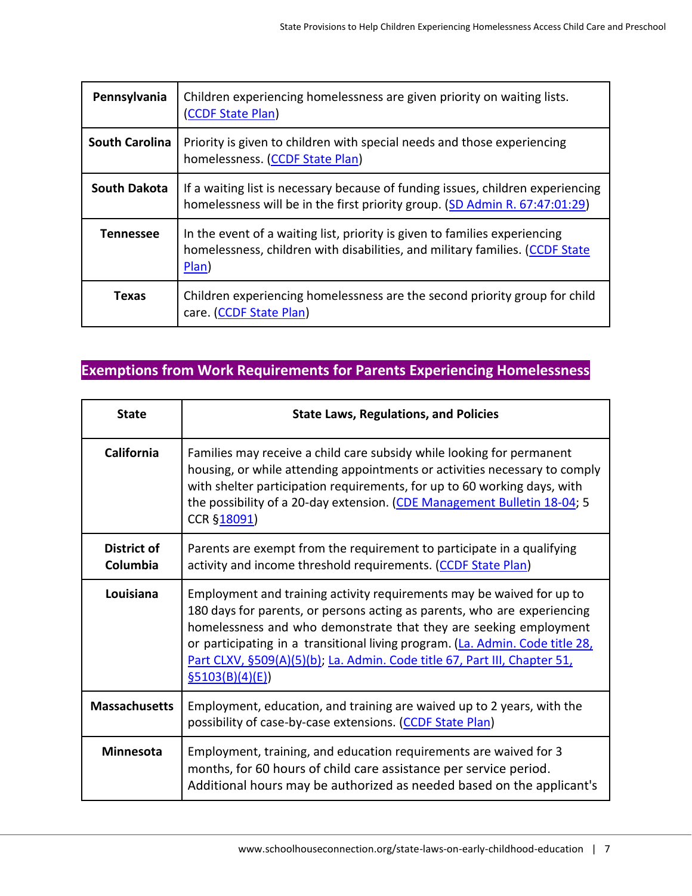| | |
|---|---|
| **Pennsylvania** | Children experiencing homelessness are given priority on waiting lists. (CCDF State Plan) |
| **South Carolina** | Priority is given to children with special needs and those experiencing homelessness. (CCDF State Plan) |
| **South Dakota** | If a waiting list is necessary because of funding issues, children experiencing homelessness will be in the first priority group. (SD Admin R. 67:47:01:29) |
| **Tennessee** | In the event of a waiting list, priority is given to families experiencing homelessness, children with disabilities, and military families. (CCDF State Plan) |
| **Texas** | Children experiencing homelessness are the second priority group for child care. (CCDF State Plan) |

## Exemptions from Work Requirements for Parents Experiencing Homelessness

| State | State Laws, Regulations, and Policies |
|---|---|
| **California** | Families may receive a child care subsidy while looking for permanent housing, or while attending appointments or activities necessary to comply with shelter participation requirements, for up to 60 working days, with the possibility of a 20-day extension. (CDE Management Bulletin 18-04; 5 CCR §18091) |
| **District of Columbia** | Parents are exempt from the requirement to participate in a qualifying activity and income threshold requirements. (CCDF State Plan) |
| **Louisiana** | Employment and training activity requirements may be waived for up to 180 days for parents, or persons acting as parents, who are experiencing homelessness and who demonstrate that they are seeking employment or participating in a transitional living program. (La. Admin. Code title 28, Part CLXV, §509(A)(5)(b); La. Admin. Code title 67, Part III, Chapter 51, §5103(B)(4)(E)) |
| **Massachusetts** | Employment, education, and training are waived up to 2 years, with the possibility of case-by-case extensions. (CCDF State Plan) |
| **Minnesota** | Employment, training, and education requirements are waived for 3 months, for 60 hours of child care assistance per service period. Additional hours may be authorized as needed based on the applicant's |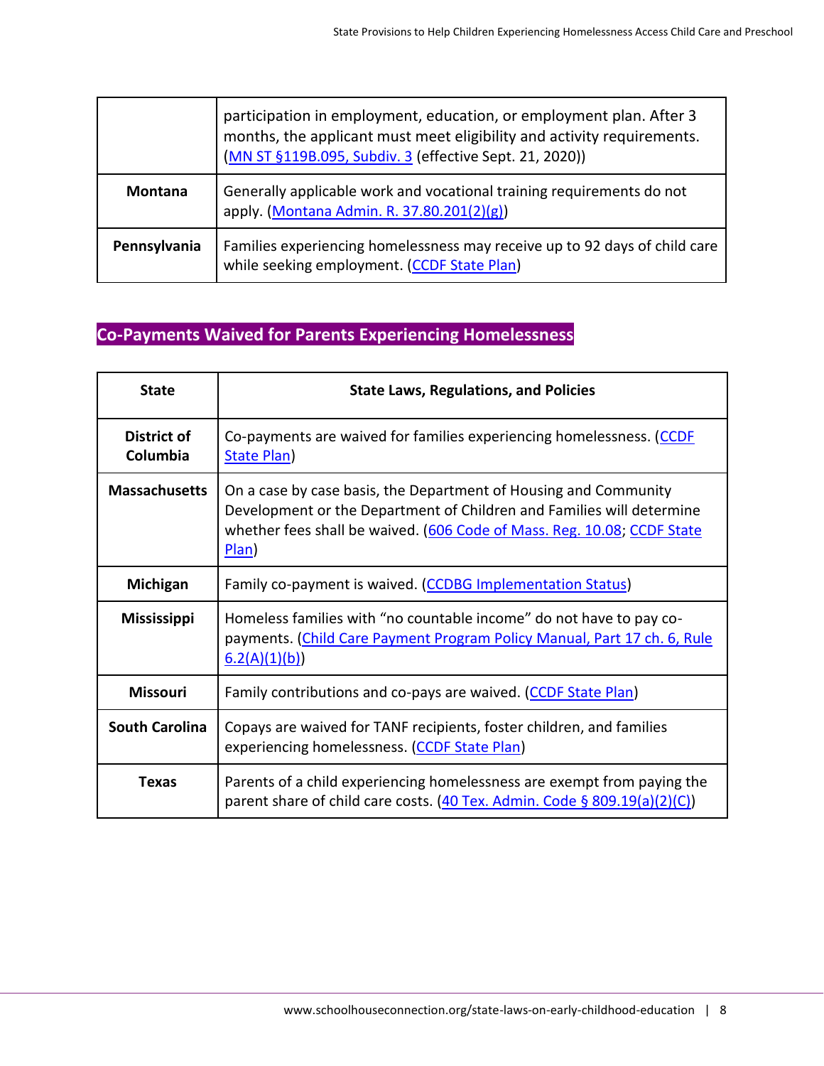| | |
|---|---|
| | participation in employment, education, or employment plan. After 3 months, the applicant must meet eligibility and activity requirements. (MN ST §119B.095, Subdiv. 3 (effective Sept. 21, 2020)) |
| **Montana** | Generally applicable work and vocational training requirements do not apply. (Montana Admin. R. 37.80.201(2)(g)) |
| **Pennsylvania** | Families experiencing homelessness may receive up to 92 days of child care while seeking employment. (CCDF State Plan) |

## Co-Payments Waived for Parents Experiencing Homelessness

| State | State Laws, Regulations, and Policies |
|---|---|
| **District of Columbia** | Co-payments are waived for families experiencing homelessness. (CCDF State Plan) |
| **Massachusetts** | On a case by case basis, the Department of Housing and Community Development or the Department of Children and Families will determine whether fees shall be waived. (606 Code of Mass. Reg. 10.08; CCDF State Plan) |
| **Michigan** | Family co-payment is waived. (CCDBG Implementation Status) |
| **Mississippi** | Homeless families with "no countable income" do not have to pay co-payments. (Child Care Payment Program Policy Manual, Part 17 ch. 6, Rule 6.2(A)(1)(b)) |
| **Missouri** | Family contributions and co-pays are waived. (CCDF State Plan) |
| **South Carolina** | Copays are waived for TANF recipients, foster children, and families experiencing homelessness. (CCDF State Plan) |
| **Texas** | Parents of a child experiencing homelessness are exempt from paying the parent share of child care costs. (40 Tex. Admin. Code § 809.19(a)(2)(C)) |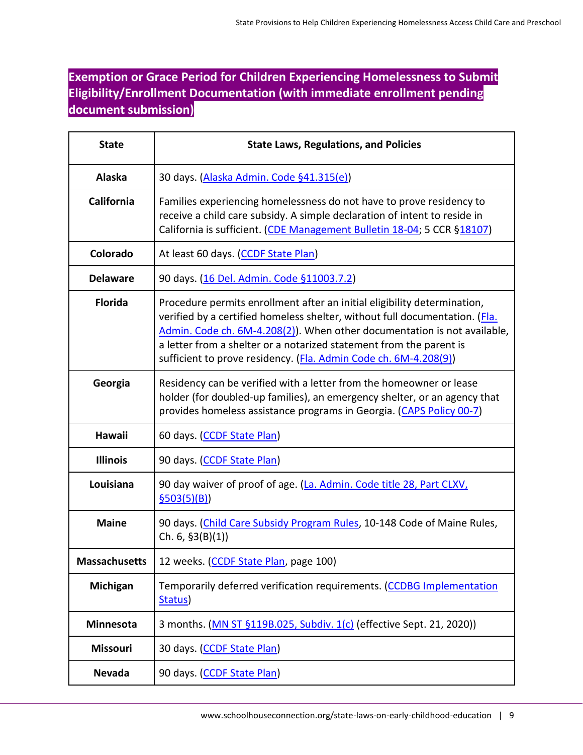## Exemption or Grace Period for Children Experiencing Homelessness to Submit Eligibility/Enrollment Documentation (with immediate enrollment pending document submission)

| State | State Laws, Regulations, and Policies |
|---|---|
| **Alaska** | 30 days. (Alaska Admin. Code §41.315(e)) |
| **California** | Families experiencing homelessness do not have to prove residency to receive a child care subsidy. A simple declaration of intent to reside in California is sufficient. (CDE Management Bulletin 18-04; 5 CCR §18107) |
| **Colorado** | At least 60 days. (CCDF State Plan) |
| **Delaware** | 90 days. (16 Del. Admin. Code §11003.7.2) |
| **Florida** | Procedure permits enrollment after an initial eligibility determination, verified by a certified homeless shelter, without full documentation. (Fla. Admin. Code ch. 6M-4.208(2)). When other documentation is not available, a letter from a shelter or a notarized statement from the parent is sufficient to prove residency. (Fla. Admin Code ch. 6M-4.208(9)) |
| **Georgia** | Residency can be verified with a letter from the homeowner or lease holder (for doubled-up families), an emergency shelter, or an agency that provides homeless assistance programs in Georgia. (CAPS Policy 00-7) |
| **Hawaii** | 60 days. (CCDF State Plan) |
| **Illinois** | 90 days. (CCDF State Plan) |
| **Louisiana** | 90 day waiver of proof of age. (La. Admin. Code title 28, Part CLXV, §503(5)(B)) |
| **Maine** | 90 days. (Child Care Subsidy Program Rules, 10-148 Code of Maine Rules, Ch. 6, §3(B)(1)) |
| **Massachusetts** | 12 weeks. (CCDF State Plan, page 100) |
| **Michigan** | Temporarily deferred verification requirements. (CCDBG Implementation Status) |
| **Minnesota** | 3 months. (MN ST §119B.025, Subdiv. 1(c) (effective Sept. 21, 2020)) |
| **Missouri** | 30 days. (CCDF State Plan) |
| **Nevada** | 90 days. (CCDF State Plan) |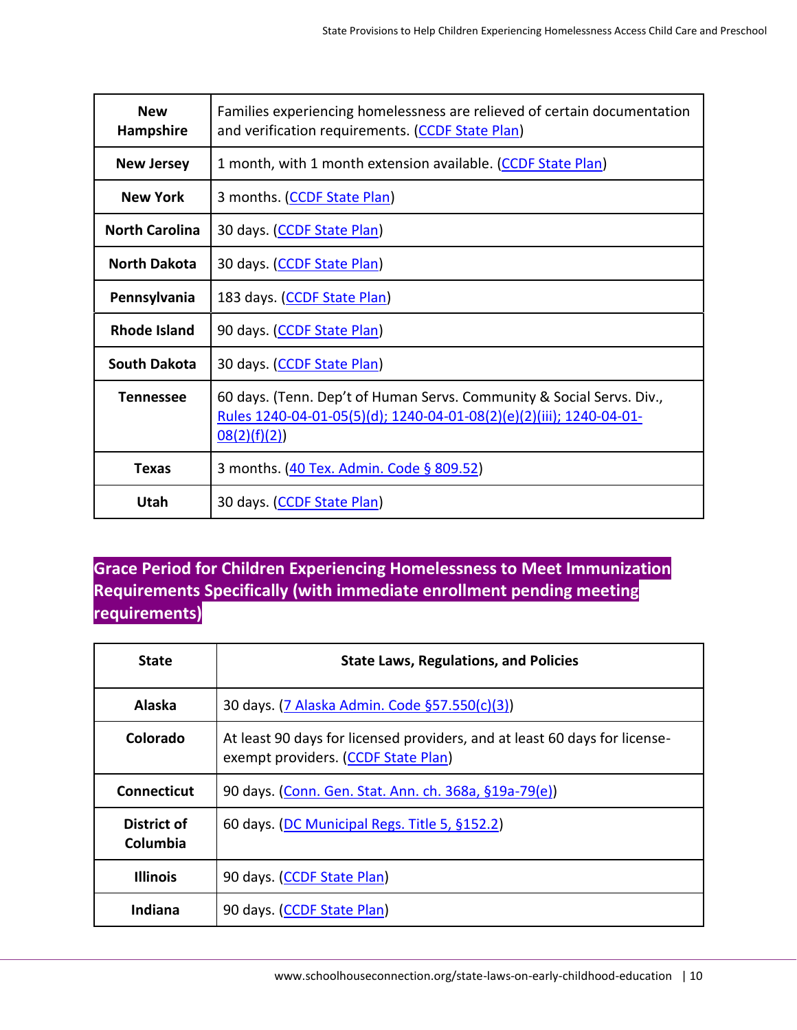| | |
|---|---|
| **New Hampshire** | Families experiencing homelessness are relieved of certain documentation and verification requirements. (CCDF State Plan) |
| **New Jersey** | 1 month, with 1 month extension available. (CCDF State Plan) |
| **New York** | 3 months. (CCDF State Plan) |
| **North Carolina** | 30 days. (CCDF State Plan) |
| **North Dakota** | 30 days. (CCDF State Plan) |
| **Pennsylvania** | 183 days. (CCDF State Plan) |
| **Rhode Island** | 90 days. (CCDF State Plan) |
| **South Dakota** | 30 days. (CCDF State Plan) |
| **Tennessee** | 60 days. (Tenn. Dep't of Human Servs. Community & Social Servs. Div., Rules 1240-04-01-05(5)(d); 1240-04-01-08(2)(e)(2)(iii); 1240-04-01-08(2)(f)(2)) |
| **Texas** | 3 months. (40 Tex. Admin. Code § 809.52) |
| **Utah** | 30 days. (CCDF State Plan) |

## Grace Period for Children Experiencing Homelessness to Meet Immunization Requirements Specifically (with immediate enrollment pending meeting requirements)

| State | State Laws, Regulations, and Policies |
|---|---|
| **Alaska** | 30 days. (7 Alaska Admin. Code §57.550(c)(3)) |
| **Colorado** | At least 90 days for licensed providers, and at least 60 days for license-exempt providers. (CCDF State Plan) |
| **Connecticut** | 90 days. (Conn. Gen. Stat. Ann. ch. 368a, §19a-79(e)) |
| **District of Columbia** | 60 days. (DC Municipal Regs. Title 5, §152.2) |
| **Illinois** | 90 days. (CCDF State Plan) |
| **Indiana** | 90 days. (CCDF State Plan) |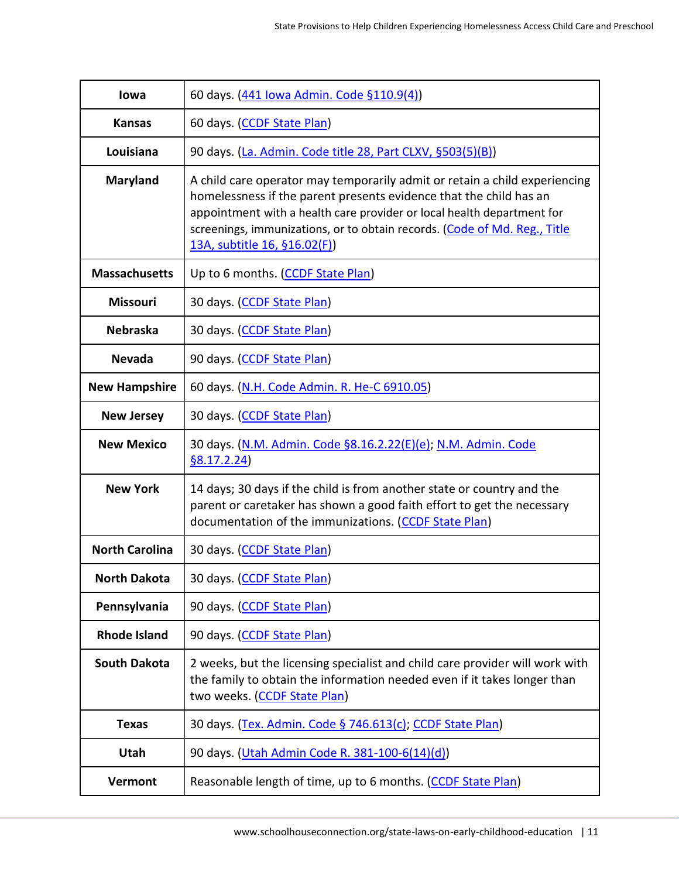| | |
|---|---|
| **Iowa** | 60 days. (441 Iowa Admin. Code §110.9(4)) |
| **Kansas** | 60 days. (CCDF State Plan) |
| **Louisiana** | 90 days. (La. Admin. Code title 28, Part CLXV, §503(5)(B)) |
| **Maryland** | A child care operator may temporarily admit or retain a child experiencing homelessness if the parent presents evidence that the child has an appointment with a health care provider or local health department for screenings, immunizations, or to obtain records. (Code of Md. Reg., Title 13A, subtitle 16, §16.02(F)) |
| **Massachusetts** | Up to 6 months. (CCDF State Plan) |
| **Missouri** | 30 days. (CCDF State Plan) |
| **Nebraska** | 30 days. (CCDF State Plan) |
| **Nevada** | 90 days. (CCDF State Plan) |
| **New Hampshire** | 60 days. (N.H. Code Admin. R. He-C 6910.05) |
| **New Jersey** | 30 days. (CCDF State Plan) |
| **New Mexico** | 30 days. (N.M. Admin. Code §8.16.2.22(E)(e); N.M. Admin. Code §8.17.2.24) |
| **New York** | 14 days; 30 days if the child is from another state or country and the parent or caretaker has shown a good faith effort to get the necessary documentation of the immunizations. (CCDF State Plan) |
| **North Carolina** | 30 days. (CCDF State Plan) |
| **North Dakota** | 30 days. (CCDF State Plan) |
| **Pennsylvania** | 90 days. (CCDF State Plan) |
| **Rhode Island** | 90 days. (CCDF State Plan) |
| **South Dakota** | 2 weeks, but the licensing specialist and child care provider will work with the family to obtain the information needed even if it takes longer than two weeks. (CCDF State Plan) |
| **Texas** | 30 days. (Tex. Admin. Code § 746.613(c); CCDF State Plan) |
| **Utah** | 90 days. (Utah Admin Code R. 381-100-6(14)(d)) |
| **Vermont** | Reasonable length of time, up to 6 months. (CCDF State Plan) |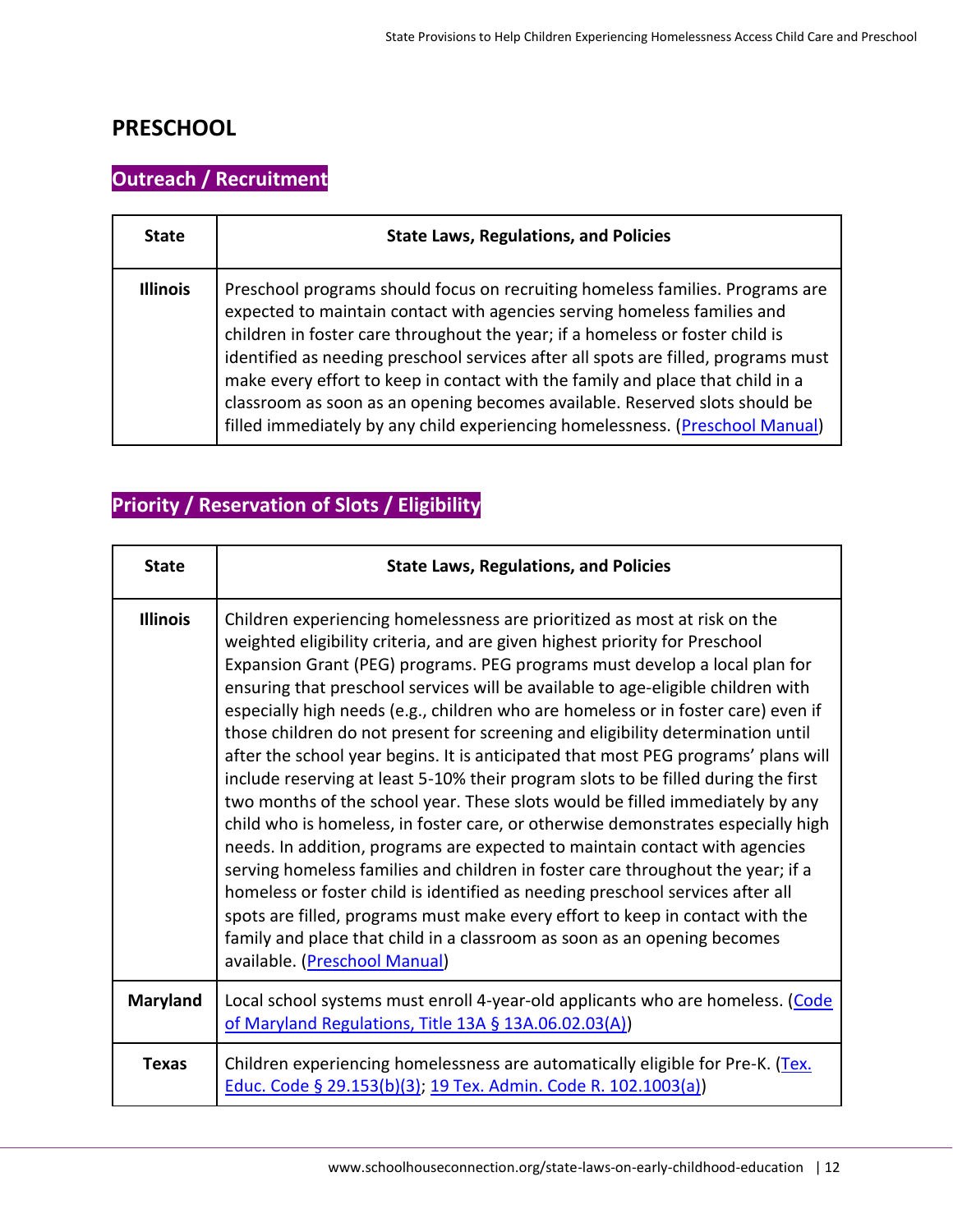## PRESCHOOL

### Outreach / Recruitment

| State | State Laws, Regulations, and Policies |
|---|---|
| **Illinois** | Preschool programs should focus on recruiting homeless families. Programs are expected to maintain contact with agencies serving homeless families and children in foster care throughout the year; if a homeless or foster child is identified as needing preschool services after all spots are filled, programs must make every effort to keep in contact with the family and place that child in a classroom as soon as an opening becomes available. Reserved slots should be filled immediately by any child experiencing homelessness. (Preschool Manual) |

### Priority / Reservation of Slots / Eligibility

| State | State Laws, Regulations, and Policies |
|---|---|
| **Illinois** | Children experiencing homelessness are prioritized as most at risk on the weighted eligibility criteria, and are given highest priority for Preschool Expansion Grant (PEG) programs. PEG programs must develop a local plan for ensuring that preschool services will be available to age-eligible children with especially high needs (e.g., children who are homeless or in foster care) even if those children do not present for screening and eligibility determination until after the school year begins. It is anticipated that most PEG programs' plans will include reserving at least 5-10% their program slots to be filled during the first two months of the school year. These slots would be filled immediately by any child who is homeless, in foster care, or otherwise demonstrates especially high needs. In addition, programs are expected to maintain contact with agencies serving homeless families and children in foster care throughout the year; if a homeless or foster child is identified as needing preschool services after all spots are filled, programs must make every effort to keep in contact with the family and place that child in a classroom as soon as an opening becomes available. (Preschool Manual) |
| **Maryland** | Local school systems must enroll 4-year-old applicants who are homeless. (Code of Maryland Regulations, Title 13A § 13A.06.02.03(A)) |
| **Texas** | Children experiencing homelessness are automatically eligible for Pre-K. (Tex. Educ. Code § 29.153(b)(3); 19 Tex. Admin. Code R. 102.1003(a)) |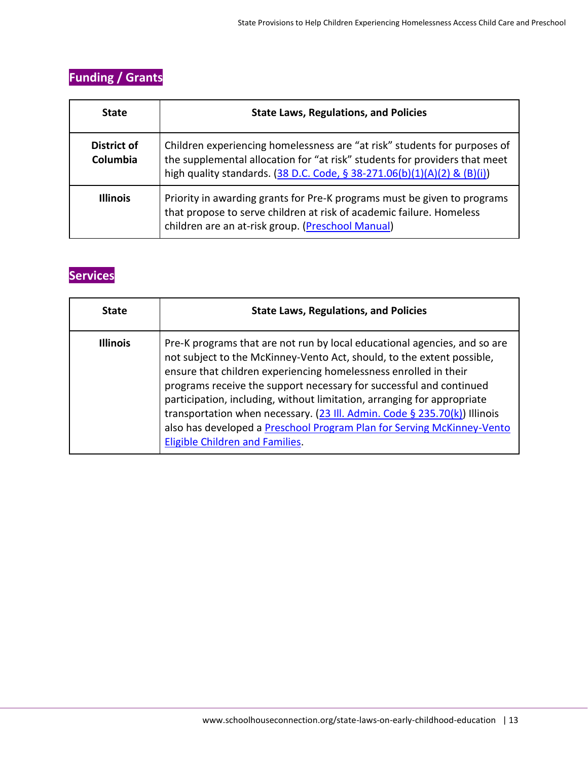## Funding / Grants

| State | State Laws, Regulations, and Policies |
|---|---|
| District of Columbia | Children experiencing homelessness are "at risk" students for purposes of the supplemental allocation for "at risk" students for providers that meet high quality standards. ([38 D.C. Code, § 38-271.06(b)(1)(A)(2) & (B)(i)](#)) |
| Illinois | Priority in awarding grants for Pre-K programs must be given to programs that propose to serve children at risk of academic failure. Homeless children are an at-risk group. ([Preschool Manual](#)) |

## Services

| State | State Laws, Regulations, and Policies |
|---|---|
| Illinois | Pre-K programs that are not run by local educational agencies, and so are not subject to the McKinney-Vento Act, should, to the extent possible, ensure that children experiencing homelessness enrolled in their programs receive the support necessary for successful and continued participation, including, without limitation, arranging for appropriate transportation when necessary. ([23 Ill. Admin. Code § 235.70(k)](#)) Illinois also has developed a [Preschool Program Plan for Serving McKinney-Vento Eligible Children and Families](#). |